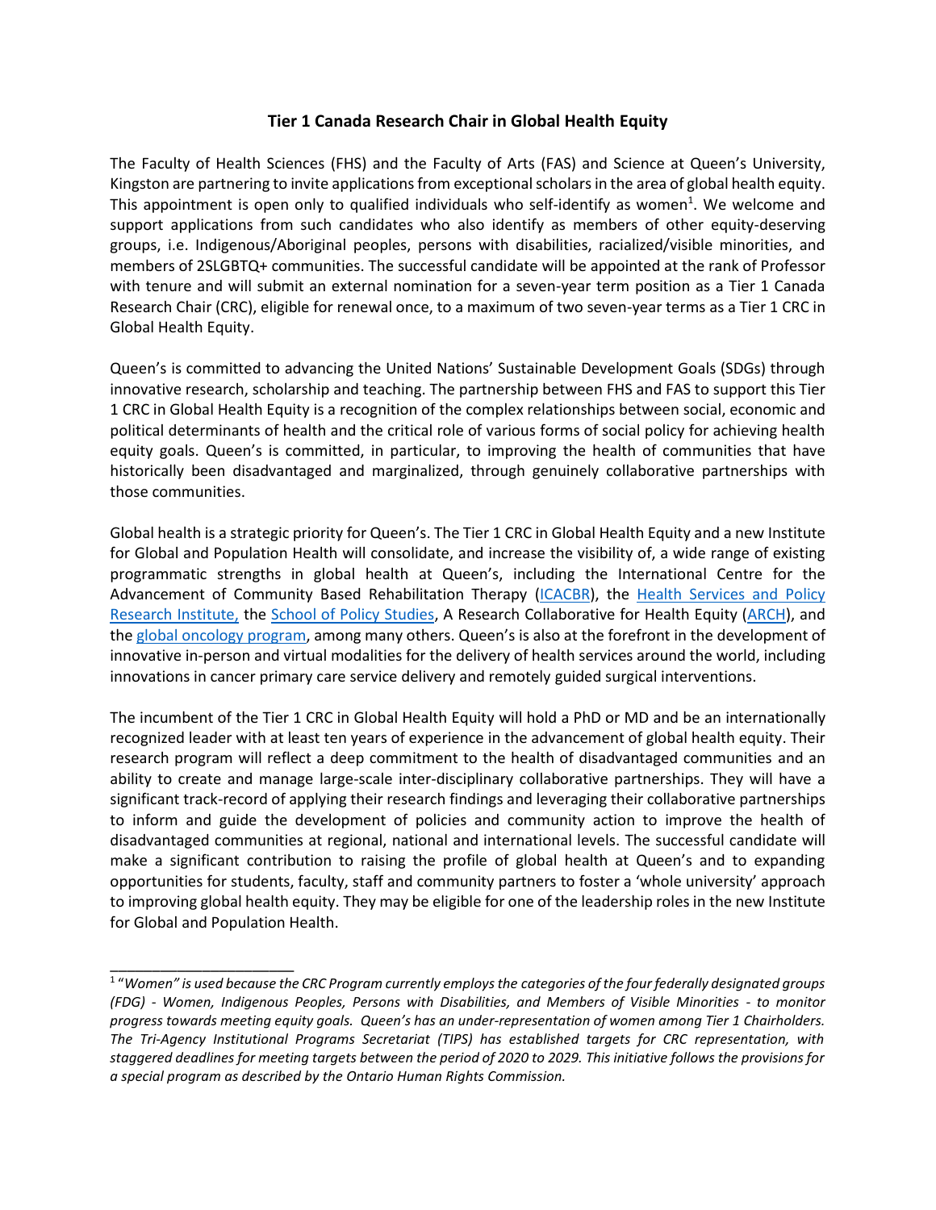# Tier 1 Canada Research Chair in Global Health Equity

The Faculty of Health Sciences (FHS) and the Faculty of Arts (FAS) and Science at Queen's University, Kingston are partnering to invite applications from exceptional scholars in the area of global health equity. This appointment is open only to qualified individuals who self-identify as women[1]. We welcome and support applications from such candidates who also identify as members of other equity-deserving groups, i.e. Indigenous/Aboriginal peoples, persons with disabilities, racialized/visible minorities, and members of 2SLGBTQ+ communities. The successful candidate will be appointed at the rank of Professor with tenure and will submit an external nomination for a seven-year term position as a Tier 1 Canada Research Chair (CRC), eligible for renewal once, to a maximum of two seven-year terms as a Tier 1 CRC in Global Health Equity.

Queen's is committed to advancing the United Nations' Sustainable Development Goals (SDGs) through innovative research, scholarship and teaching. The partnership between FHS and FAS to support this Tier 1 CRC in Global Health Equity is a recognition of the complex relationships between social, economic and political determinants of health and the critical role of various forms of social policy for achieving health equity goals. Queen's is committed, in particular, to improving the health of communities that have historically been disadvantaged and marginalized, through genuinely collaborative partnerships with those communities.

Global health is a strategic priority for Queen's. The Tier 1 CRC in Global Health Equity and a new Institute for Global and Population Health will consolidate, and increase the visibility of, a wide range of existing programmatic strengths in global health at Queen's, including the International Centre for the Advancement of Community Based Rehabilitation Therapy (ICACBR), the Health Services and Policy Research Institute, the School of Policy Studies, A Research Collaborative for Health Equity (ARCH), and the global oncology program, among many others. Queen's is also at the forefront in the development of innovative in-person and virtual modalities for the delivery of health services around the world, including innovations in cancer primary care service delivery and remotely guided surgical interventions.

The incumbent of the Tier 1 CRC in Global Health Equity will hold a PhD or MD and be an internationally recognized leader with at least ten years of experience in the advancement of global health equity. Their research program will reflect a deep commitment to the health of disadvantaged communities and an ability to create and manage large-scale inter-disciplinary collaborative partnerships. They will have a significant track-record of applying their research findings and leveraging their collaborative partnerships to inform and guide the development of policies and community action to improve the health of disadvantaged communities at regional, national and international levels. The successful candidate will make a significant contribution to raising the profile of global health at Queen's and to expanding opportunities for students, faculty, staff and community partners to foster a 'whole university' approach to improving global health equity. They may be eligible for one of the leadership roles in the new Institute for Global and Population Health.

---

[1] *"Women" is used because the CRC Program currently employs the categories of the four federally designated groups (FDG) - Women, Indigenous Peoples, Persons with Disabilities, and Members of Visible Minorities - to monitor progress towards meeting equity goals. Queen's has an under-representation of women among Tier 1 Chairholders. The Tri-Agency Institutional Programs Secretariat (TIPS) has established targets for CRC representation, with staggered deadlines for meeting targets between the period of 2020 to 2029. This initiative follows the provisions for a special program as described by the Ontario Human Rights Commission.*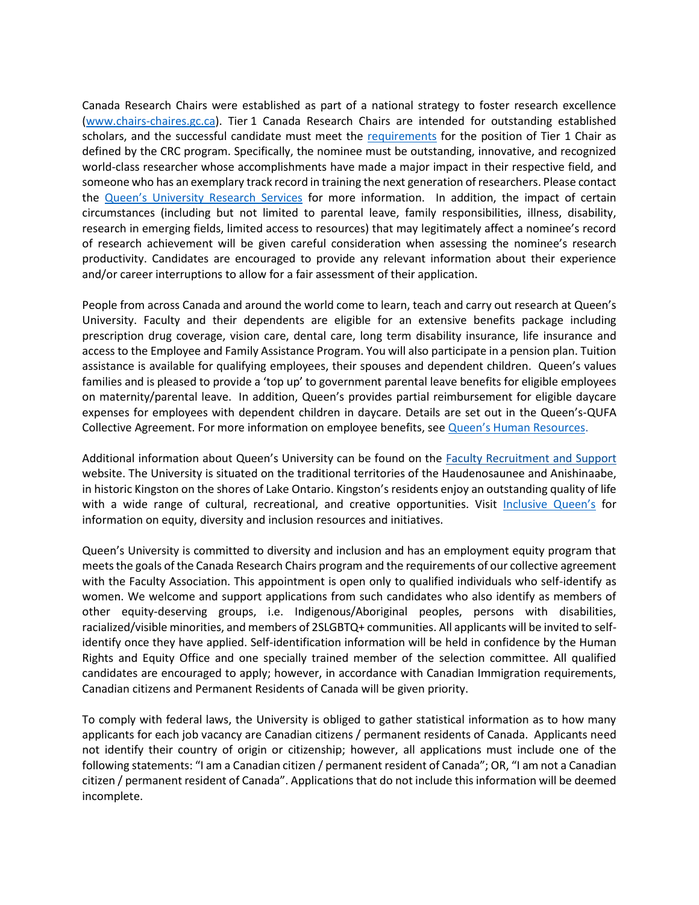Canada Research Chairs were established as part of a national strategy to foster research excellence (www.chairs-chaires.gc.ca). Tier 1 Canada Research Chairs are intended for outstanding established scholars, and the successful candidate must meet the requirements for the position of Tier 1 Chair as defined by the CRC program. Specifically, the nominee must be outstanding, innovative, and recognized world-class researcher whose accomplishments have made a major impact in their respective field, and someone who has an exemplary track record in training the next generation of researchers. Please contact the Queen's University Research Services for more information. In addition, the impact of certain circumstances (including but not limited to parental leave, family responsibilities, illness, disability, research in emerging fields, limited access to resources) that may legitimately affect a nominee's record of research achievement will be given careful consideration when assessing the nominee's research productivity. Candidates are encouraged to provide any relevant information about their experience and/or career interruptions to allow for a fair assessment of their application.

People from across Canada and around the world come to learn, teach and carry out research at Queen's University. Faculty and their dependents are eligible for an extensive benefits package including prescription drug coverage, vision care, dental care, long term disability insurance, life insurance and access to the Employee and Family Assistance Program. You will also participate in a pension plan. Tuition assistance is available for qualifying employees, their spouses and dependent children. Queen's values families and is pleased to provide a 'top up' to government parental leave benefits for eligible employees on maternity/parental leave. In addition, Queen's provides partial reimbursement for eligible daycare expenses for employees with dependent children in daycare. Details are set out in the Queen's-QUFA Collective Agreement. For more information on employee benefits, see Queen's Human Resources.

Additional information about Queen's University can be found on the Faculty Recruitment and Support website. The University is situated on the traditional territories of the Haudenosaunee and Anishinaabe, in historic Kingston on the shores of Lake Ontario. Kingston's residents enjoy an outstanding quality of life with a wide range of cultural, recreational, and creative opportunities. Visit Inclusive Queen's for information on equity, diversity and inclusion resources and initiatives.

Queen's University is committed to diversity and inclusion and has an employment equity program that meets the goals of the Canada Research Chairs program and the requirements of our collective agreement with the Faculty Association. This appointment is open only to qualified individuals who self-identify as women. We welcome and support applications from such candidates who also identify as members of other equity-deserving groups, i.e. Indigenous/Aboriginal peoples, persons with disabilities, racialized/visible minorities, and members of 2SLGBTQ+ communities. All applicants will be invited to self-identify once they have applied. Self-identification information will be held in confidence by the Human Rights and Equity Office and one specially trained member of the selection committee. All qualified candidates are encouraged to apply; however, in accordance with Canadian Immigration requirements, Canadian citizens and Permanent Residents of Canada will be given priority.

To comply with federal laws, the University is obliged to gather statistical information as to how many applicants for each job vacancy are Canadian citizens / permanent residents of Canada. Applicants need not identify their country of origin or citizenship; however, all applications must include one of the following statements: "I am a Canadian citizen / permanent resident of Canada"; OR, "I am not a Canadian citizen / permanent resident of Canada". Applications that do not include this information will be deemed incomplete.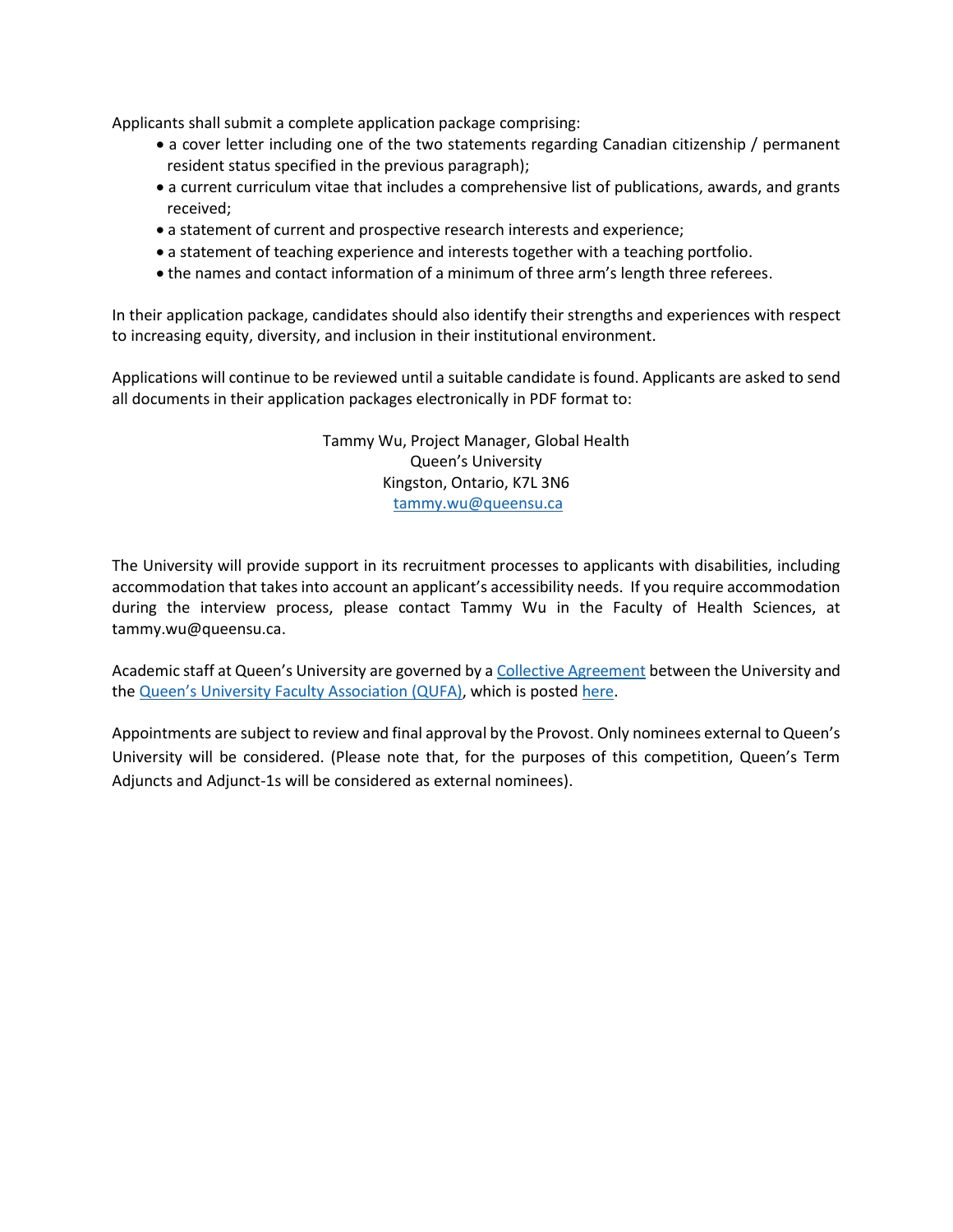Applicants shall submit a complete application package comprising:

- a cover letter including one of the two statements regarding Canadian citizenship / permanent resident status specified in the previous paragraph);
- a current curriculum vitae that includes a comprehensive list of publications, awards, and grants received;
- a statement of current and prospective research interests and experience;
- a statement of teaching experience and interests together with a teaching portfolio.
- the names and contact information of a minimum of three arm's length three referees.

In their application package, candidates should also identify their strengths and experiences with respect to increasing equity, diversity, and inclusion in their institutional environment.

Applications will continue to be reviewed until a suitable candidate is found. Applicants are asked to send all documents in their application packages electronically in PDF format to:

Tammy Wu, Project Manager, Global Health
Queen's University
Kingston, Ontario, K7L 3N6
[tammy.wu@queensu.ca](mailto:tammy.wu@queensu.ca)

The University will provide support in its recruitment processes to applicants with disabilities, including accommodation that takes into account an applicant's accessibility needs. If you require accommodation during the interview process, please contact Tammy Wu in the Faculty of Health Sciences, at tammy.wu@queensu.ca.

Academic staff at Queen's University are governed by a [Collective Agreement]() between the University and the [Queen's University Faculty Association (QUFA)](), which is posted [here]().

Appointments are subject to review and final approval by the Provost. Only nominees external to Queen's University will be considered. (Please note that, for the purposes of this competition, Queen's Term Adjuncts and Adjunct-1s will be considered as external nominees).